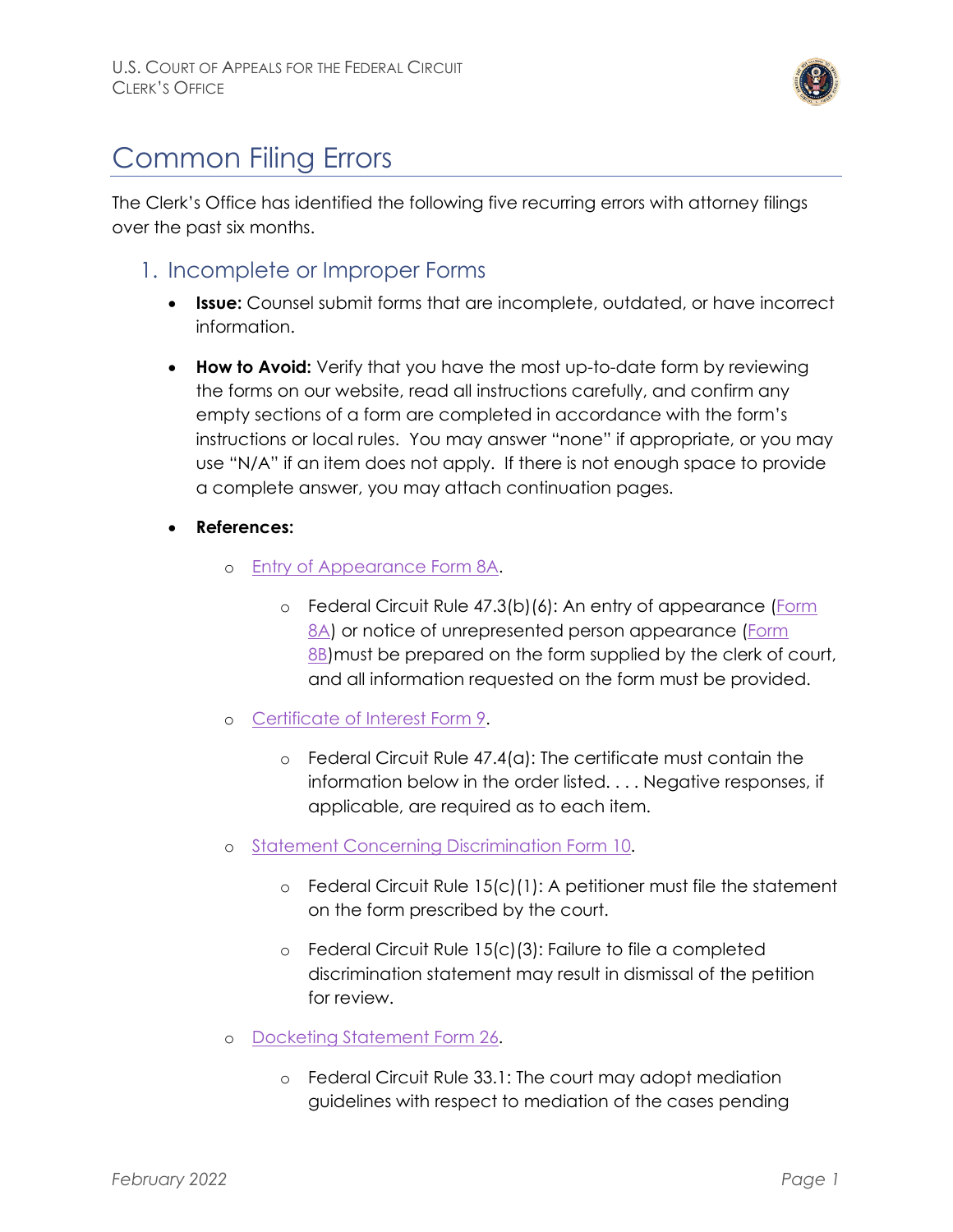U.S. COURT OF APPEALS FOR THE FEDERAL CIRCUIT
CLERK'S OFFICE

# Common Filing Errors

The Clerk's Office has identified the following five recurring errors with attorney filings over the past six months.

## 1. Incomplete or Improper Forms

- **Issue:** Counsel submit forms that are incomplete, outdated, or have incorrect information.
- **How to Avoid:** Verify that you have the most up-to-date form by reviewing the forms on our website, read all instructions carefully, and confirm any empty sections of a form are completed in accordance with the form's instructions or local rules. You may answer "none" if appropriate, or you may use "N/A" if an item does not apply. If there is not enough space to provide a complete answer, you may attach continuation pages.
- **References:**
  - Entry of Appearance Form 8A.
    - Federal Circuit Rule 47.3(b)(6): An entry of appearance (Form 8A) or notice of unrepresented person appearance (Form 8B)must be prepared on the form supplied by the clerk of court, and all information requested on the form must be provided.
  - Certificate of Interest Form 9.
    - Federal Circuit Rule 47.4(a): The certificate must contain the information below in the order listed. . . . Negative responses, if applicable, are required as to each item.
  - Statement Concerning Discrimination Form 10.
    - Federal Circuit Rule 15(c)(1): A petitioner must file the statement on the form prescribed by the court.
    - Federal Circuit Rule 15(c)(3): Failure to file a completed discrimination statement may result in dismissal of the petition for review.
  - Docketing Statement Form 26.
    - Federal Circuit Rule 33.1: The court may adopt mediation guidelines with respect to mediation of the cases pending

February 2022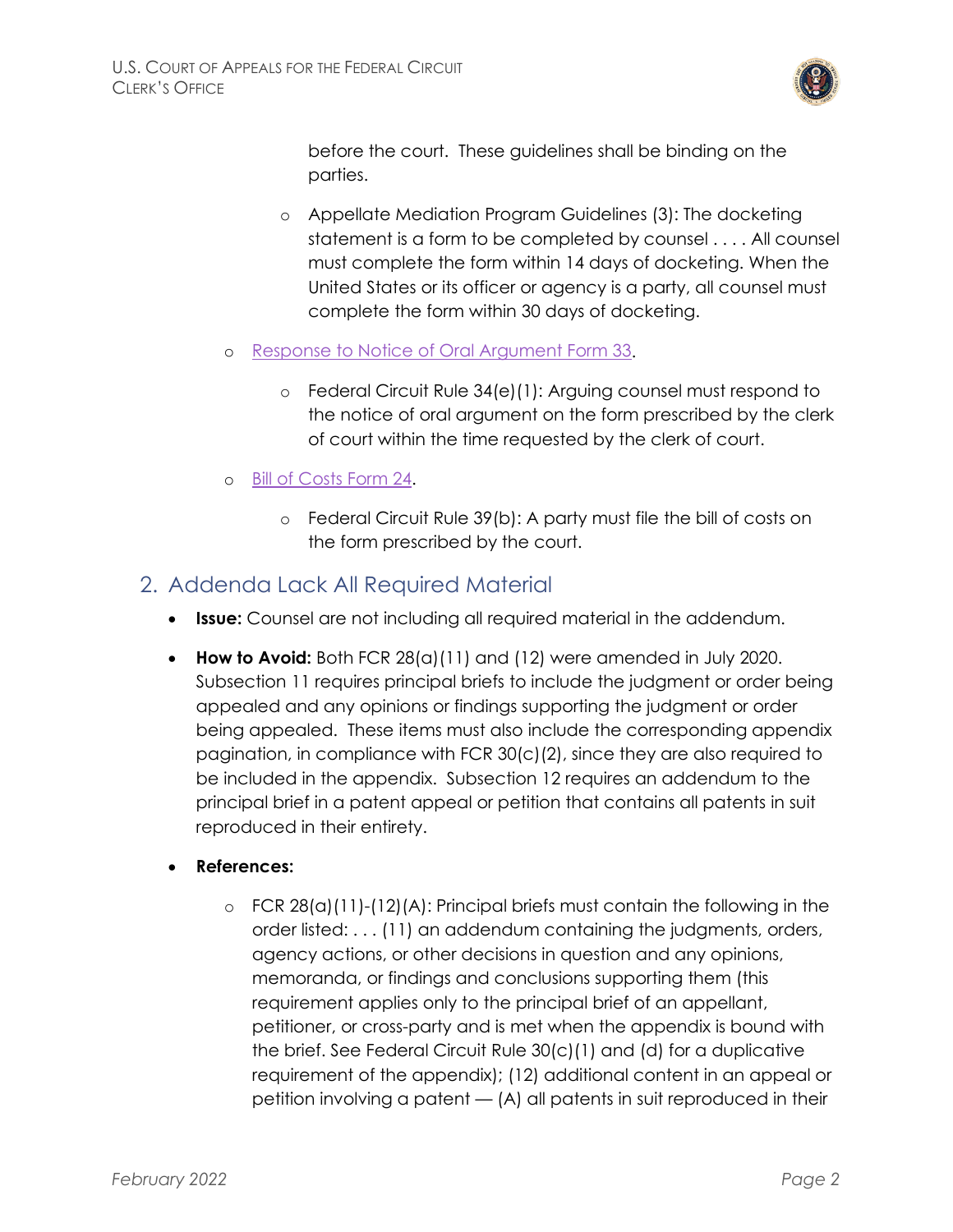before the court. These guidelines shall be binding on the parties.

- Appellate Mediation Program Guidelines (3): The docketing statement is a form to be completed by counsel . . . . All counsel must complete the form within 14 days of docketing. When the United States or its officer or agency is a party, all counsel must complete the form within 30 days of docketing.

- Response to Notice of Oral Argument Form 33.
  - Federal Circuit Rule 34(e)(1): Arguing counsel must respond to the notice of oral argument on the form prescribed by the clerk of court within the time requested by the clerk of court.

- Bill of Costs Form 24.
  - Federal Circuit Rule 39(b): A party must file the bill of costs on the form prescribed by the court.

## 2. Addenda Lack All Required Material

- **Issue:** Counsel are not including all required material in the addendum.
- **How to Avoid:** Both FCR 28(a)(11) and (12) were amended in July 2020. Subsection 11 requires principal briefs to include the judgment or order being appealed and any opinions or findings supporting the judgment or order being appealed. These items must also include the corresponding appendix pagination, in compliance with FCR 30(c)(2), since they are also required to be included in the appendix. Subsection 12 requires an addendum to the principal brief in a patent appeal or petition that contains all patents in suit reproduced in their entirety.
- **References:**
  - FCR 28(a)(11)-(12)(A): Principal briefs must contain the following in the order listed: . . . (11) an addendum containing the judgments, orders, agency actions, or other decisions in question and any opinions, memoranda, or findings and conclusions supporting them (this requirement applies only to the principal brief of an appellant, petitioner, or cross-party and is met when the appendix is bound with the brief. See Federal Circuit Rule 30(c)(1) and (d) for a duplicative requirement of the appendix); (12) additional content in an appeal or petition involving a patent — (A) all patents in suit reproduced in their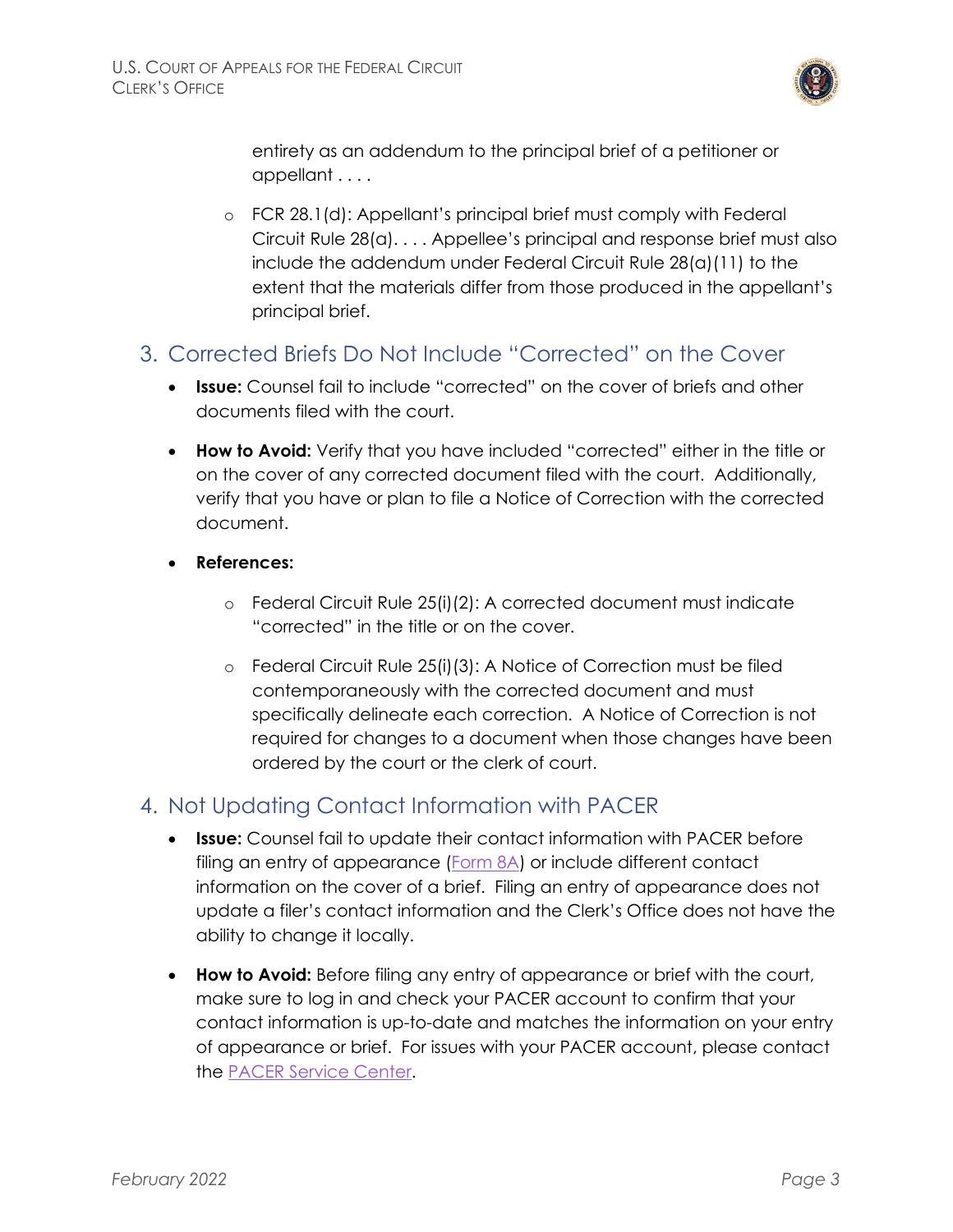entirety as an addendum to the principal brief of a petitioner or appellant . . . .

- FCR 28.1(d): Appellant's principal brief must comply with Federal Circuit Rule 28(a). . . . Appellee's principal and response brief must also include the addendum under Federal Circuit Rule 28(a)(11) to the extent that the materials differ from those produced in the appellant's principal brief.

## 3. Corrected Briefs Do Not Include "Corrected" on the Cover

- **Issue:** Counsel fail to include "corrected" on the cover of briefs and other documents filed with the court.
- **How to Avoid:** Verify that you have included "corrected" either in the title or on the cover of any corrected document filed with the court. Additionally, verify that you have or plan to file a Notice of Correction with the corrected document.
- **References:**
  - Federal Circuit Rule 25(i)(2): A corrected document must indicate "corrected" in the title or on the cover.
  - Federal Circuit Rule 25(i)(3): A Notice of Correction must be filed contemporaneously with the corrected document and must specifically delineate each correction. A Notice of Correction is not required for changes to a document when those changes have been ordered by the court or the clerk of court.

## 4. Not Updating Contact Information with PACER

- **Issue:** Counsel fail to update their contact information with PACER before filing an entry of appearance (Form 8A) or include different contact information on the cover of a brief. Filing an entry of appearance does not update a filer's contact information and the Clerk's Office does not have the ability to change it locally.
- **How to Avoid:** Before filing any entry of appearance or brief with the court, make sure to log in and check your PACER account to confirm that your contact information is up-to-date and matches the information on your entry of appearance or brief. For issues with your PACER account, please contact the PACER Service Center.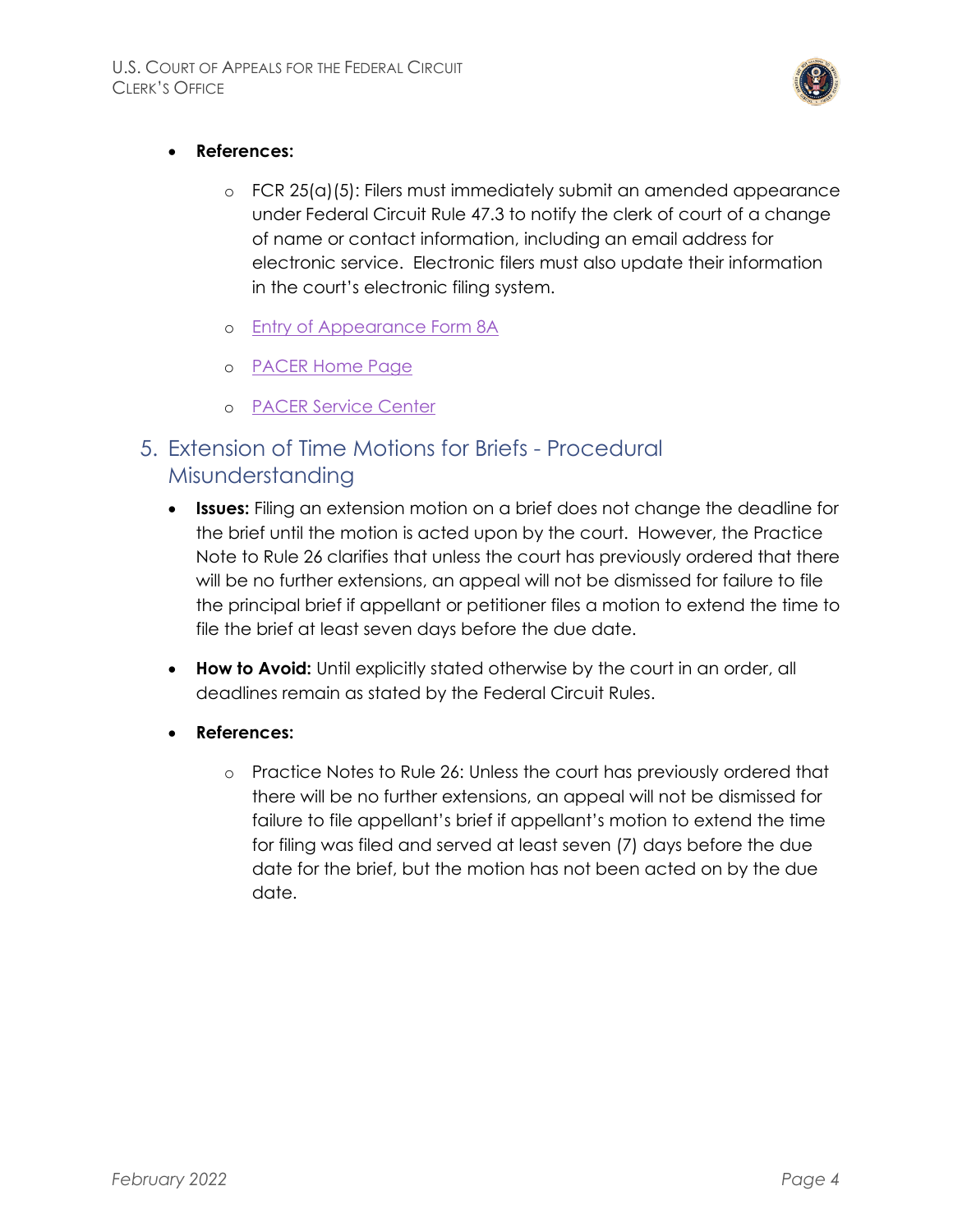- **References:**

    - FCR 25(a)(5): Filers must immediately submit an amended appearance under Federal Circuit Rule 47.3 to notify the clerk of court of a change of name or contact information, including an email address for electronic service. Electronic filers must also update their information in the court's electronic filing system.

    - Entry of Appearance Form 8A

    - PACER Home Page

    - PACER Service Center

## 5. Extension of Time Motions for Briefs - Procedural Misunderstanding

- **Issues:** Filing an extension motion on a brief does not change the deadline for the brief until the motion is acted upon by the court. However, the Practice Note to Rule 26 clarifies that unless the court has previously ordered that there will be no further extensions, an appeal will not be dismissed for failure to file the principal brief if appellant or petitioner files a motion to extend the time to file the brief at least seven days before the due date.

- **How to Avoid:** Until explicitly stated otherwise by the court in an order, all deadlines remain as stated by the Federal Circuit Rules.

- **References:**

    - Practice Notes to Rule 26: Unless the court has previously ordered that there will be no further extensions, an appeal will not be dismissed for failure to file appellant's brief if appellant's motion to extend the time for filing was filed and served at least seven (7) days before the due date for the brief, but the motion has not been acted on by the due date.